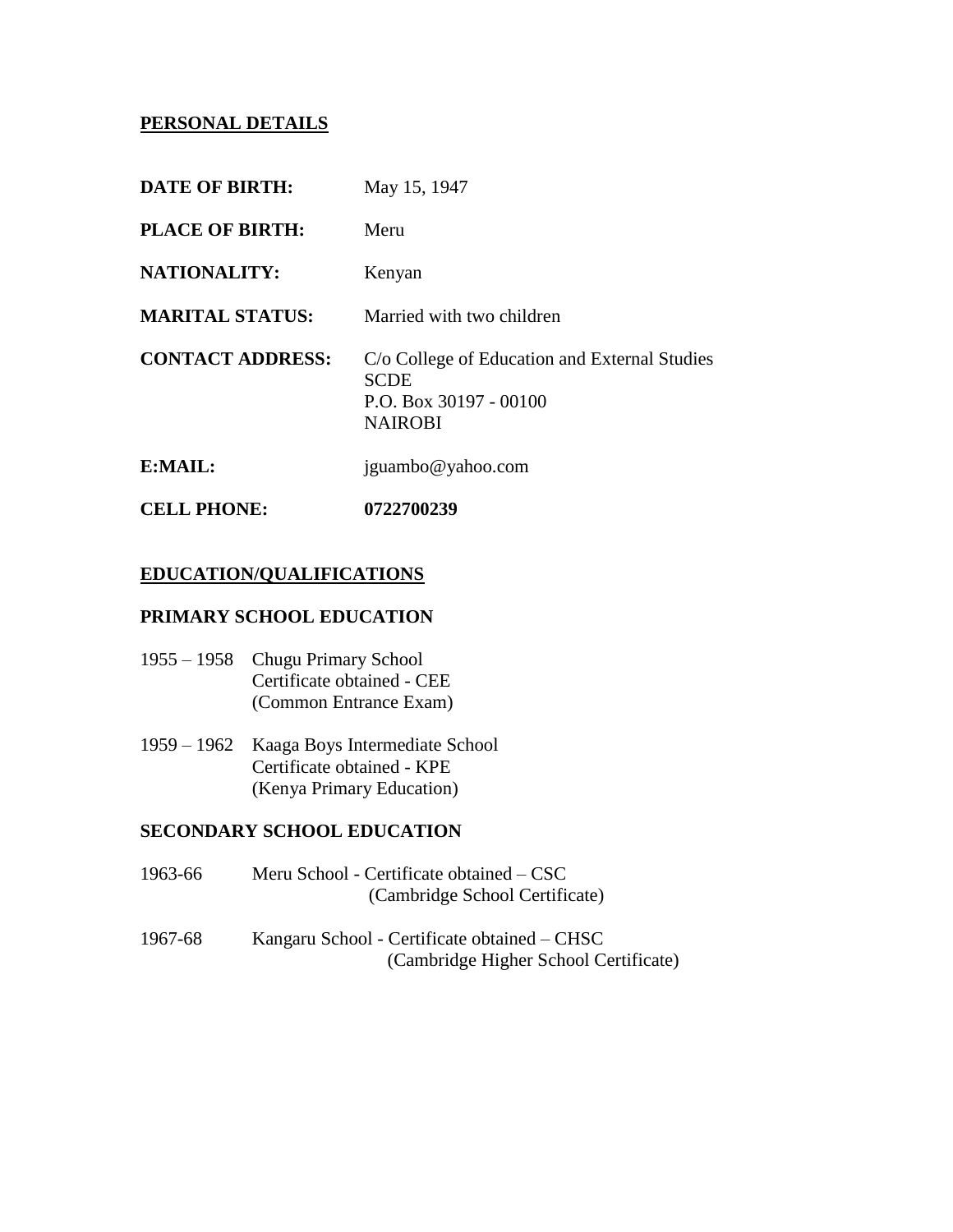## PERSONAL DETAILS

**DATE OF BIRTH:** May 15, 1947

**PLACE OF BIRTH:** Meru

**NATIONALITY:** Kenyan

**MARITAL STATUS:** Married with two children

**CONTACT ADDRESS:** C/o College of Education and External Studies
SCDE
P.O. Box 30197 - 00100
NAIROBI

**E:MAIL:** jguambo@yahoo.com

**CELL PHONE:** **0722700239**

## EDUCATION/QUALIFICATIONS

### PRIMARY SCHOOL EDUCATION

1955 – 1958 Chugu Primary School
Certificate obtained - CEE
(Common Entrance Exam)

1959 – 1962 Kaaga Boys Intermediate School
Certificate obtained - KPE
(Kenya Primary Education)

### SECONDARY SCHOOL EDUCATION

1963-66 Meru School - Certificate obtained – CSC
(Cambridge School Certificate)

1967-68 Kangaru School - Certificate obtained – CHSC
(Cambridge Higher School Certificate)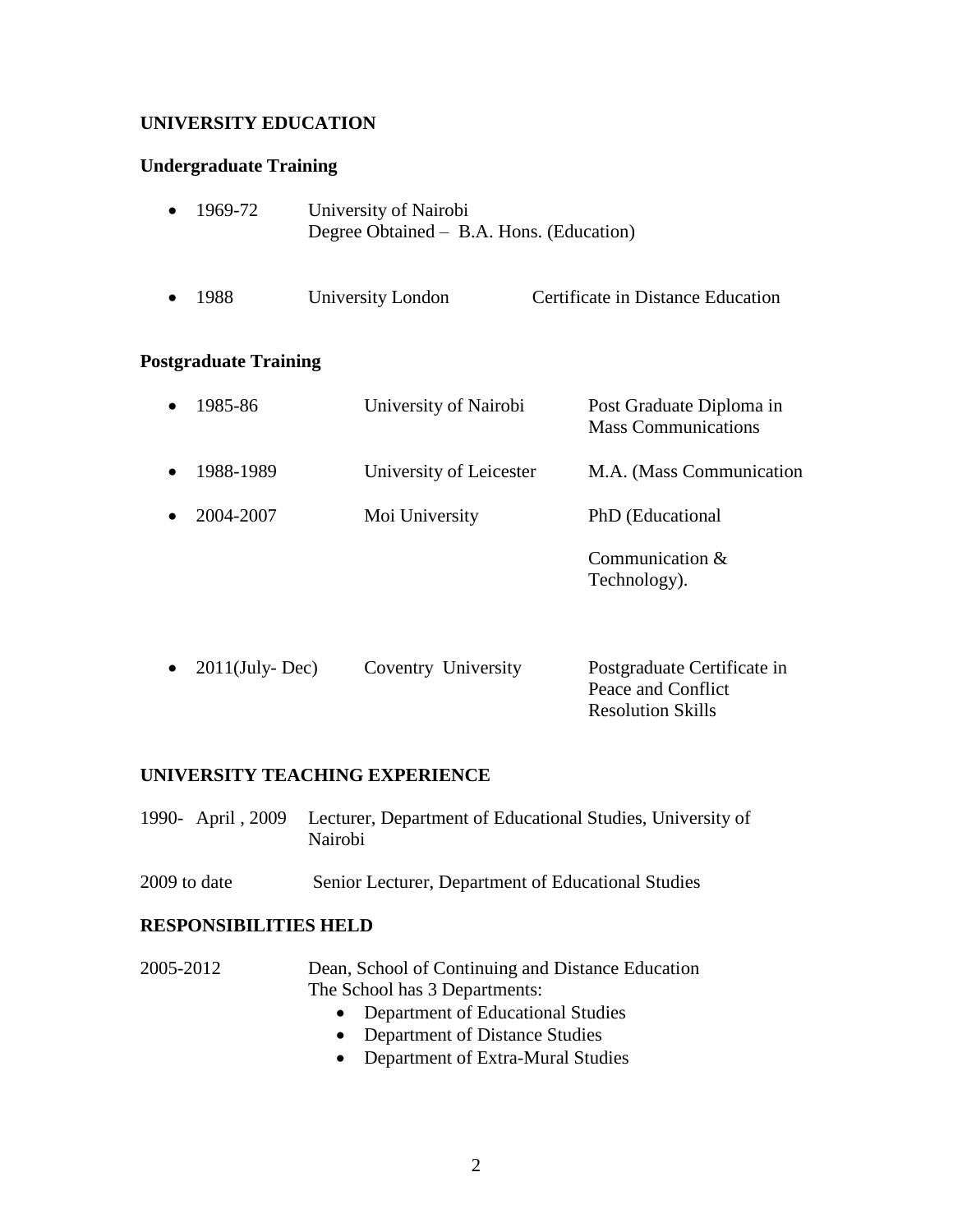## UNIVERSITY EDUCATION

### Undergraduate Training

- 1969-72 University of Nairobi
  Degree Obtained – B.A. Hons. (Education)

- 1988 University London Certificate in Distance Education

### Postgraduate Training

- 1985-86 University of Nairobi Post Graduate Diploma in Mass Communications
- 1988-1989 University of Leicester M.A. (Mass Communication
- 2004-2007 Moi University PhD (Educational Communication & Technology).
- 2011(July- Dec) Coventry University Postgraduate Certificate in Peace and Conflict Resolution Skills

## UNIVERSITY TEACHING EXPERIENCE

1990- April , 2009 Lecturer, Department of Educational Studies, University of Nairobi

2009 to date Senior Lecturer, Department of Educational Studies

## RESPONSIBILITIES HELD

2005-2012 Dean, School of Continuing and Distance Education
The School has 3 Departments:

- Department of Educational Studies
- Department of Distance Studies
- Department of Extra-Mural Studies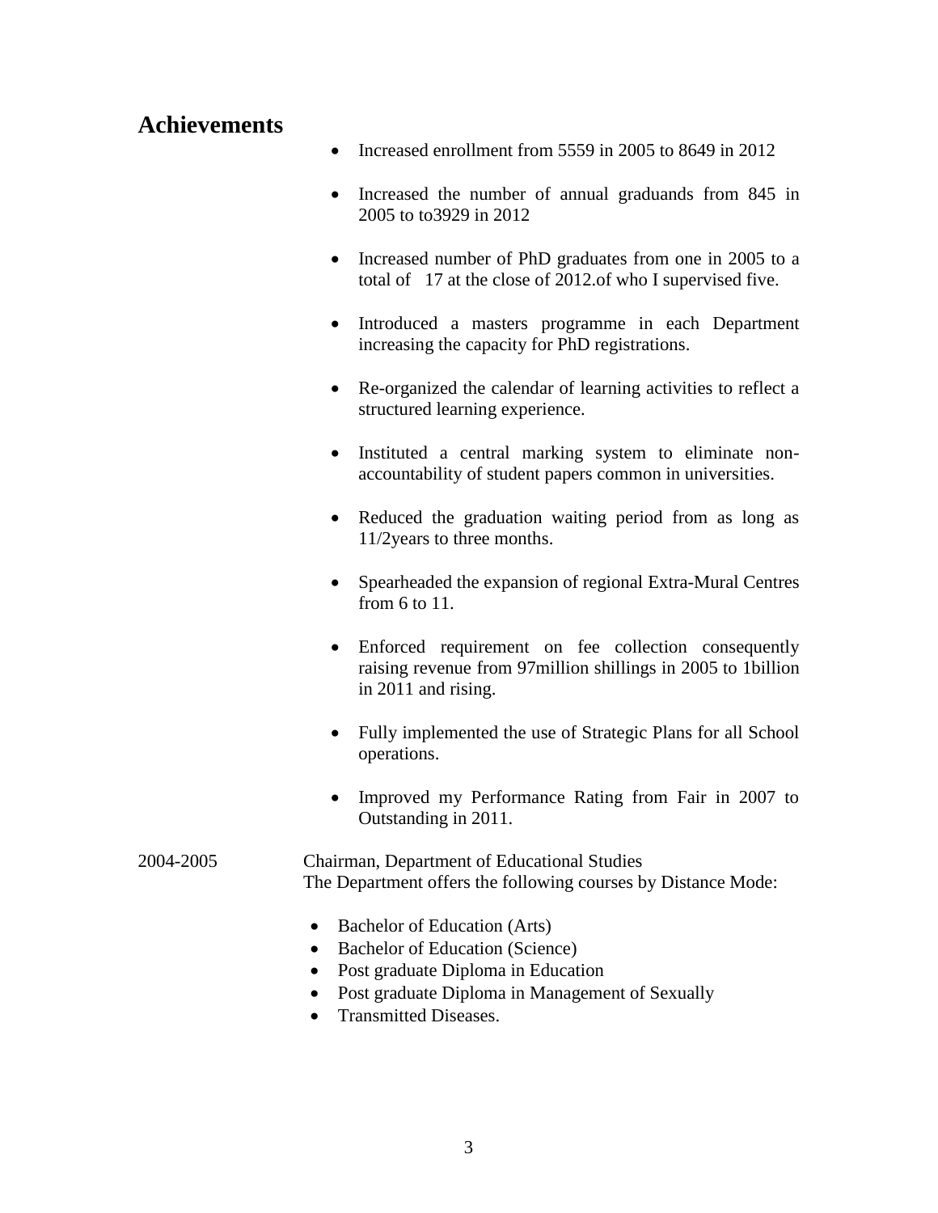## Achievements

- Increased enrollment from 5559 in 2005 to 8649 in 2012
- Increased the number of annual graduands from 845 in 2005 to to3929 in 2012
- Increased number of PhD graduates from one in 2005 to a total of 17 at the close of 2012.of who I supervised five.
- Introduced a masters programme in each Department increasing the capacity for PhD registrations.
- Re-organized the calendar of learning activities to reflect a structured learning experience.
- Instituted a central marking system to eliminate non-accountability of student papers common in universities.
- Reduced the graduation waiting period from as long as 11/2years to three months.
- Spearheaded the expansion of regional Extra-Mural Centres from 6 to 11.
- Enforced requirement on fee collection consequently raising revenue from 97million shillings in 2005 to 1billion in 2011 and rising.
- Fully implemented the use of Strategic Plans for all School operations.
- Improved my Performance Rating from Fair in 2007 to Outstanding in 2011.

2004-2005 Chairman, Department of Educational Studies
The Department offers the following courses by Distance Mode:

- Bachelor of Education (Arts)
- Bachelor of Education (Science)
- Post graduate Diploma in Education
- Post graduate Diploma in Management of Sexually
- Transmitted Diseases.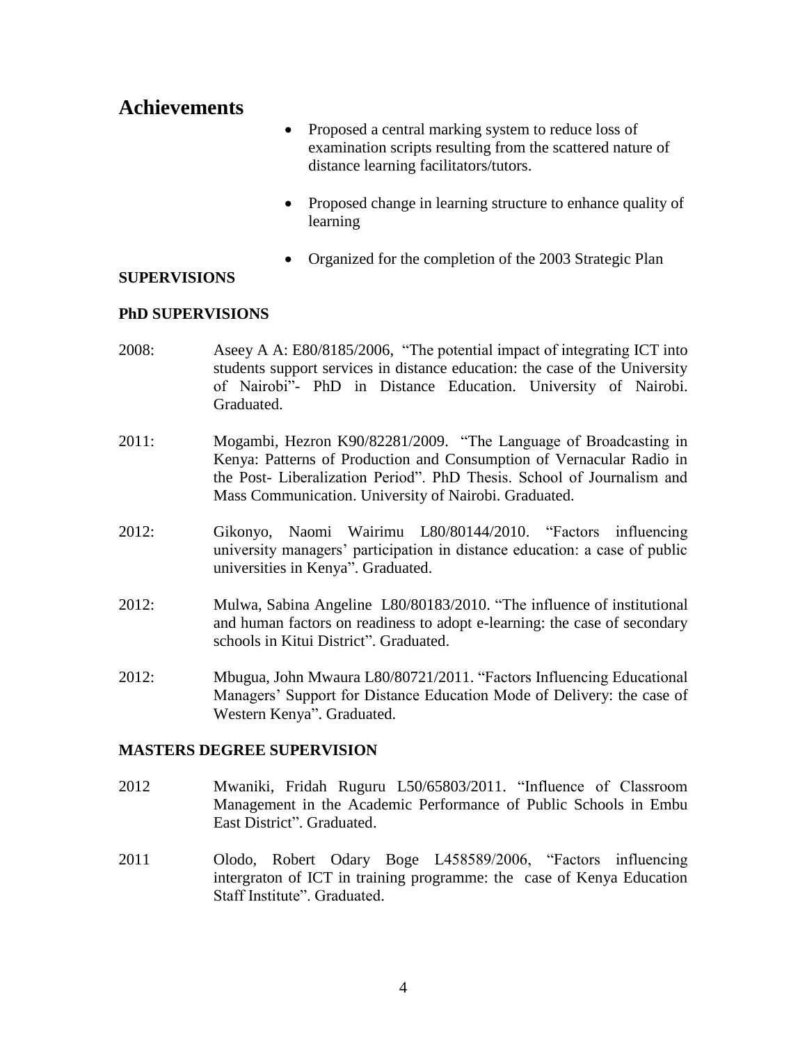# Achievements

- Proposed a central marking system to reduce loss of examination scripts resulting from the scattered nature of distance learning facilitators/tutors.
- Proposed change in learning structure to enhance quality of learning
- Organized for the completion of the 2003 Strategic Plan

**SUPERVISIONS**

**PhD SUPERVISIONS**

2008: Aseey A A: E80/8185/2006, "The potential impact of integrating ICT into students support services in distance education: the case of the University of Nairobi"- PhD in Distance Education. University of Nairobi. Graduated.

2011: Mogambi, Hezron K90/82281/2009. "The Language of Broadcasting in Kenya: Patterns of Production and Consumption of Vernacular Radio in the Post- Liberalization Period". PhD Thesis. School of Journalism and Mass Communication. University of Nairobi. Graduated.

2012: Gikonyo, Naomi Wairimu L80/80144/2010. "Factors influencing university managers' participation in distance education: a case of public universities in Kenya". Graduated.

2012: Mulwa, Sabina Angeline L80/80183/2010. "The influence of institutional and human factors on readiness to adopt e-learning: the case of secondary schools in Kitui District". Graduated.

2012: Mbugua, John Mwaura L80/80721/2011. "Factors Influencing Educational Managers' Support for Distance Education Mode of Delivery: the case of Western Kenya". Graduated.

**MASTERS DEGREE SUPERVISION**

2012 Mwaniki, Fridah Ruguru L50/65803/2011. "Influence of Classroom Management in the Academic Performance of Public Schools in Embu East District". Graduated.

2011 Olodo, Robert Odary Boge L458589/2006, "Factors influencing intergraton of ICT in training programme: the case of Kenya Education Staff Institute". Graduated.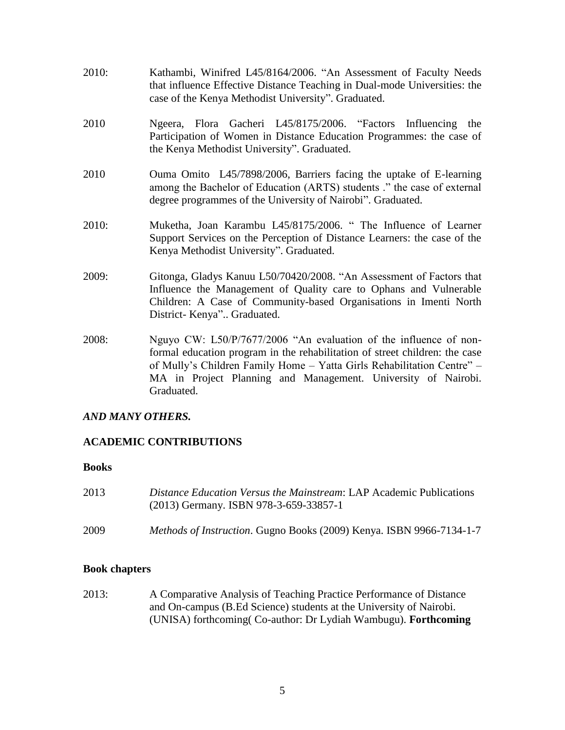2010: Kathambi, Winifred L45/8164/2006. "An Assessment of Faculty Needs that influence Effective Distance Teaching in Dual-mode Universities: the case of the Kenya Methodist University". Graduated.

2010 Ngeera, Flora Gacheri L45/8175/2006. "Factors Influencing the Participation of Women in Distance Education Programmes: the case of the Kenya Methodist University". Graduated.

2010 Ouma Omito L45/7898/2006, Barriers facing the uptake of E-learning among the Bachelor of Education (ARTS) students ." the case of external degree programmes of the University of Nairobi". Graduated.

2010: Muketha, Joan Karambu L45/8175/2006. " The Influence of Learner Support Services on the Perception of Distance Learners: the case of the Kenya Methodist University". Graduated.

2009: Gitonga, Gladys Kanuu L50/70420/2008. "An Assessment of Factors that Influence the Management of Quality care to Ophans and Vulnerable Children: A Case of Community-based Organisations in Imenti North District- Kenya".. Graduated.

2008: Nguyo CW: L50/P/7677/2006 "An evaluation of the influence of non-formal education program in the rehabilitation of street children: the case of Mully's Children Family Home – Yatta Girls Rehabilitation Centre" – MA in Project Planning and Management. University of Nairobi. Graduated.

***AND MANY OTHERS.***

**ACADEMIC CONTRIBUTIONS**

**Books**

2013 *Distance Education Versus the Mainstream*: LAP Academic Publications (2013) Germany. ISBN 978-3-659-33857-1

2009 *Methods of Instruction*. Gugno Books (2009) Kenya. ISBN 9966-7134-1-7

**Book chapters**

2013: A Comparative Analysis of Teaching Practice Performance of Distance and On-campus (B.Ed Science) students at the University of Nairobi. (UNISA) forthcoming( Co-author: Dr Lydiah Wambugu). **Forthcoming**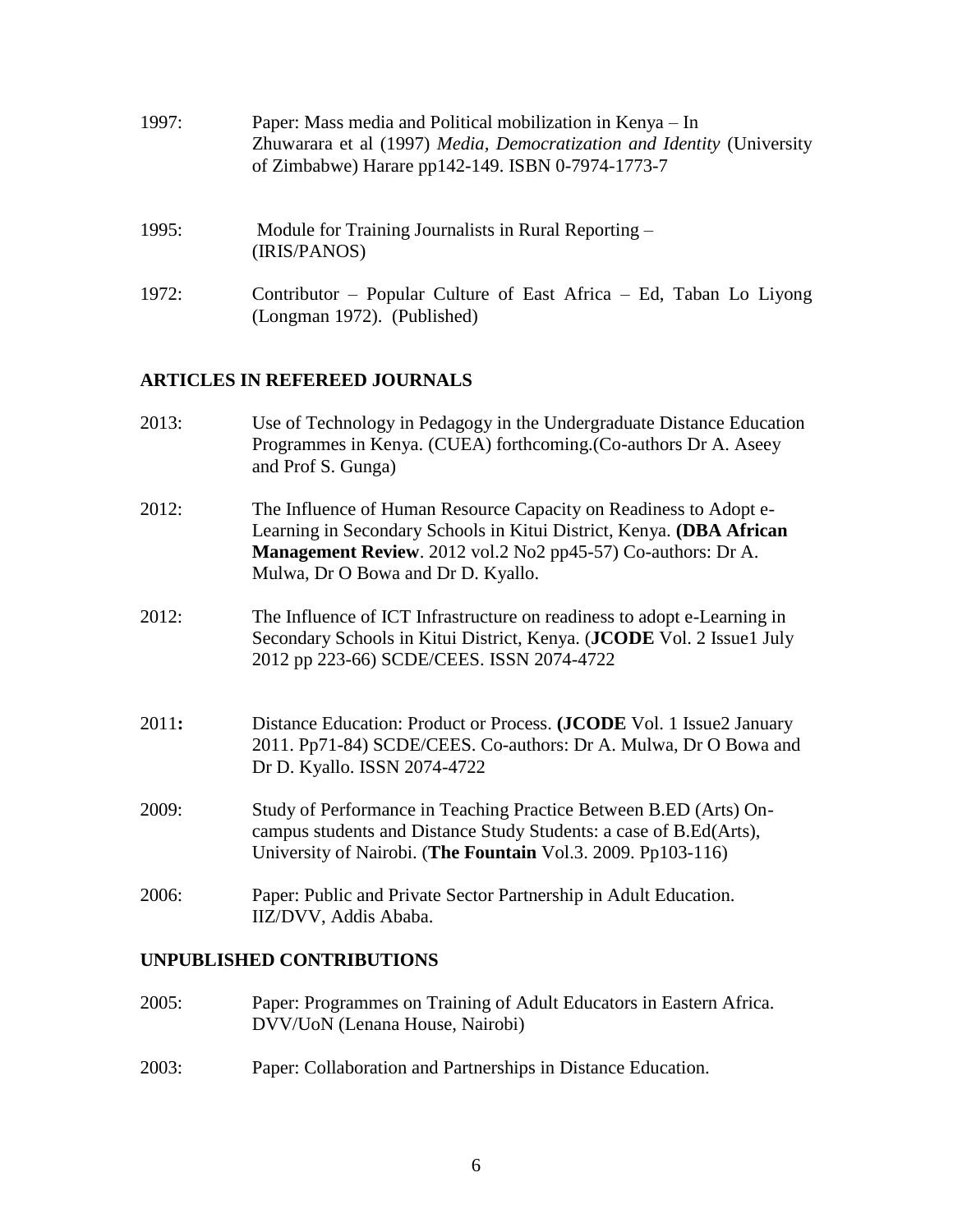1997: Paper: Mass media and Political mobilization in Kenya – In Zhuwarara et al (1997) *Media, Democratization and Identity* (University of Zimbabwe) Harare pp142-149. ISBN 0-7974-1773-7

1995: Module for Training Journalists in Rural Reporting – (IRIS/PANOS)

1972: Contributor – Popular Culture of East Africa – Ed, Taban Lo Liyong (Longman 1972). (Published)

## ARTICLES IN REFEREED JOURNALS

2013: Use of Technology in Pedagogy in the Undergraduate Distance Education Programmes in Kenya. (CUEA) forthcoming.(Co-authors Dr A. Aseey and Prof S. Gunga)

2012: The Influence of Human Resource Capacity on Readiness to Adopt e-Learning in Secondary Schools in Kitui District, Kenya. **(DBA African Management Review**. 2012 vol.2 No2 pp45-57) Co-authors: Dr A. Mulwa, Dr O Bowa and Dr D. Kyallo.

2012: The Influence of ICT Infrastructure on readiness to adopt e-Learning in Secondary Schools in Kitui District, Kenya. (**JCODE** Vol. 2 Issue1 July 2012 pp 223-66) SCDE/CEES. ISSN 2074-4722

2011**:** Distance Education: Product or Process. **(JCODE** Vol. 1 Issue2 January 2011. Pp71-84) SCDE/CEES. Co-authors: Dr A. Mulwa, Dr O Bowa and Dr D. Kyallo. ISSN 2074-4722

2009: Study of Performance in Teaching Practice Between B.ED (Arts) On-campus students and Distance Study Students: a case of B.Ed(Arts), University of Nairobi. (**The Fountain** Vol.3. 2009. Pp103-116)

2006: Paper: Public and Private Sector Partnership in Adult Education. IIZ/DVV, Addis Ababa.

## UNPUBLISHED CONTRIBUTIONS

2005: Paper: Programmes on Training of Adult Educators in Eastern Africa. DVV/UoN (Lenana House, Nairobi)

2003: Paper: Collaboration and Partnerships in Distance Education.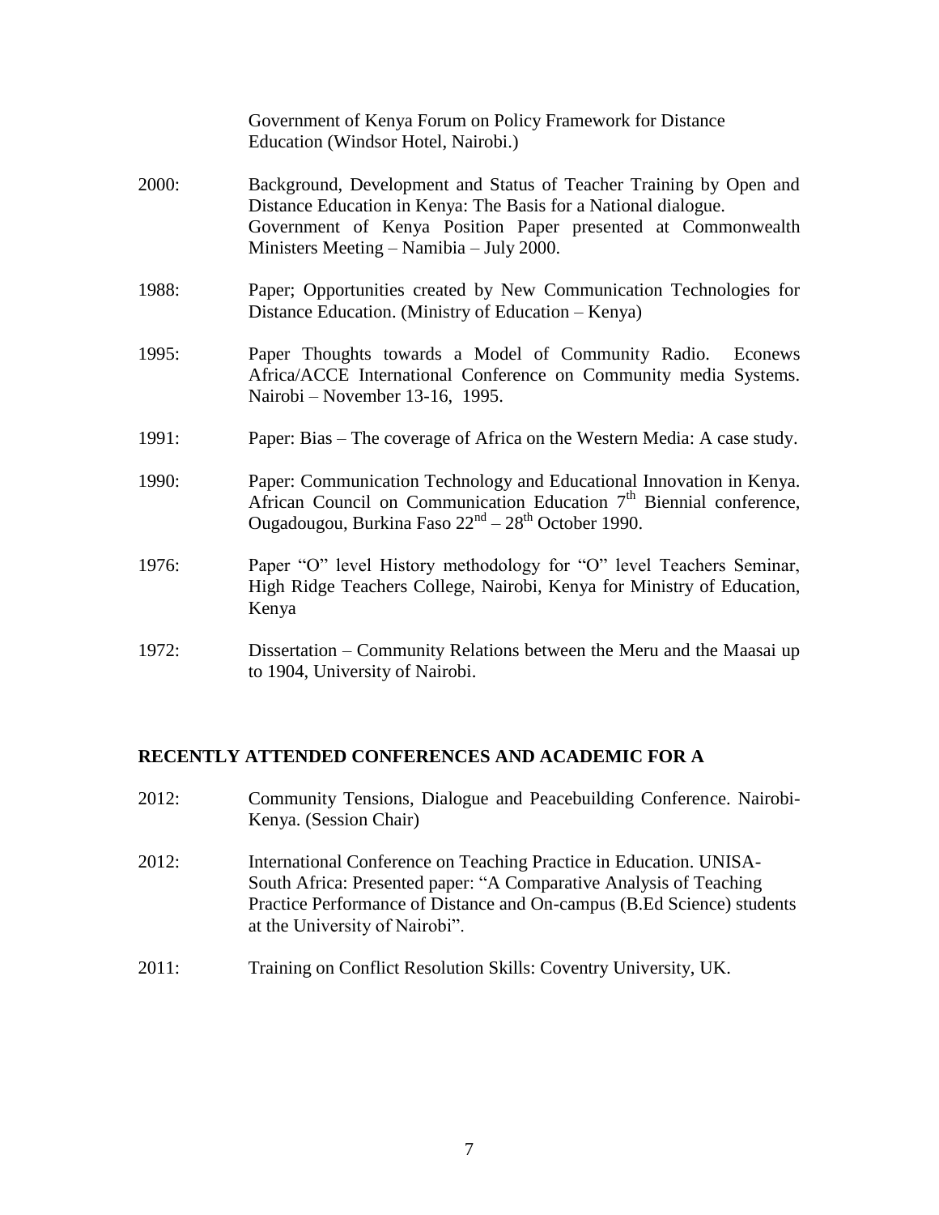Government of Kenya Forum on Policy Framework for Distance Education (Windsor Hotel, Nairobi.)

2000: Background, Development and Status of Teacher Training by Open and Distance Education in Kenya: The Basis for a National dialogue. Government of Kenya Position Paper presented at Commonwealth Ministers Meeting – Namibia – July 2000.

1988: Paper; Opportunities created by New Communication Technologies for Distance Education. (Ministry of Education – Kenya)

1995: Paper Thoughts towards a Model of Community Radio. Econews Africa/ACCE International Conference on Community media Systems. Nairobi – November 13-16, 1995.

1991: Paper: Bias – The coverage of Africa on the Western Media: A case study.

1990: Paper: Communication Technology and Educational Innovation in Kenya. African Council on Communication Education 7th Biennial conference, Ougadougou, Burkina Faso 22nd – 28th October 1990.

1976: Paper "O" level History methodology for "O" level Teachers Seminar, High Ridge Teachers College, Nairobi, Kenya for Ministry of Education, Kenya

1972: Dissertation – Community Relations between the Meru and the Maasai up to 1904, University of Nairobi.

## RECENTLY ATTENDED CONFERENCES AND ACADEMIC FOR A

2012: Community Tensions, Dialogue and Peacebuilding Conference. Nairobi-Kenya. (Session Chair)

2012: International Conference on Teaching Practice in Education. UNISA-South Africa: Presented paper: "A Comparative Analysis of Teaching Practice Performance of Distance and On-campus (B.Ed Science) students at the University of Nairobi".

2011: Training on Conflict Resolution Skills: Coventry University, UK.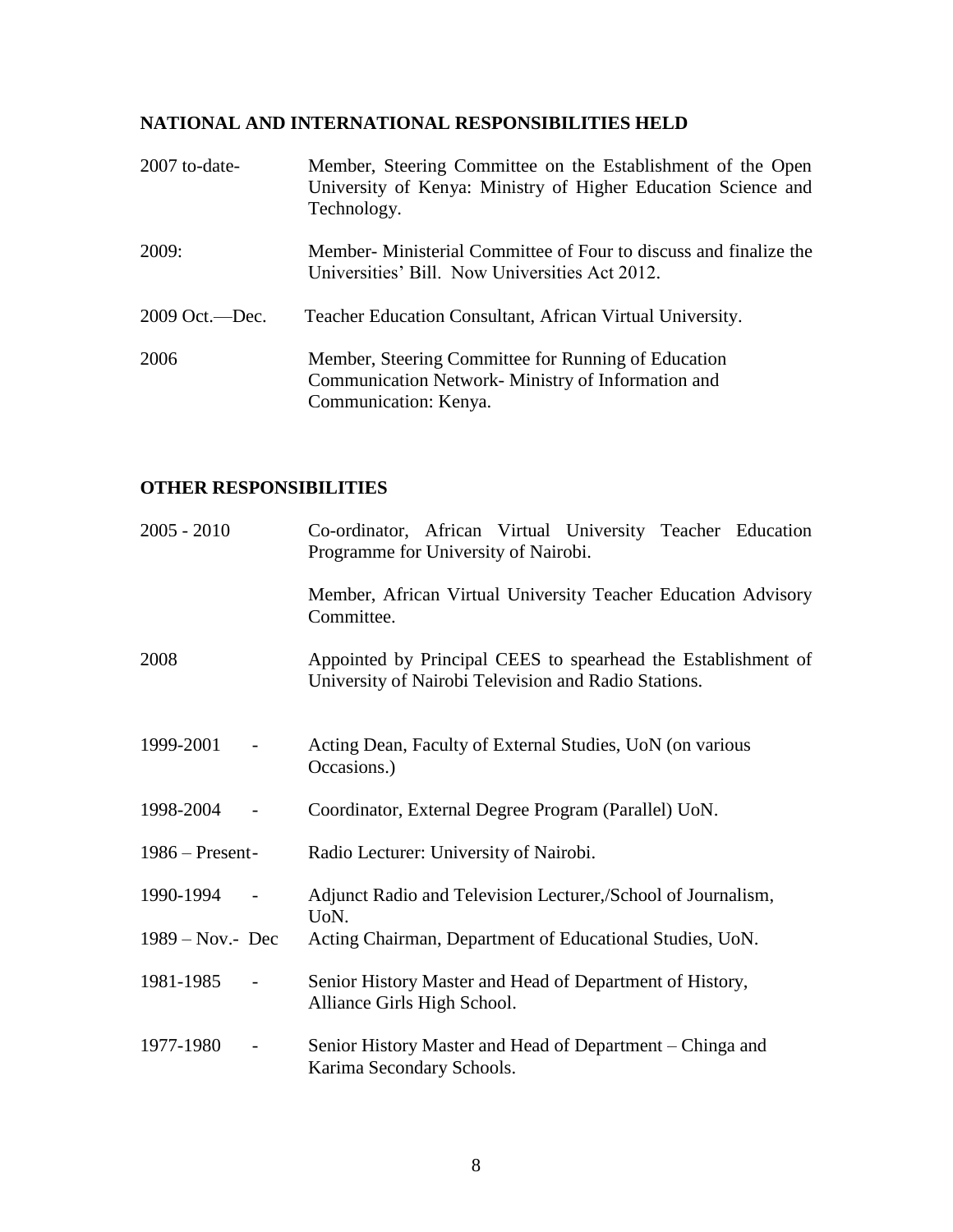## NATIONAL AND INTERNATIONAL RESPONSIBILITIES HELD

| | |
|---|---|
| 2007 to-date- | Member, Steering Committee on the Establishment of the Open University of Kenya: Ministry of Higher Education Science and Technology. |
| 2009: | Member- Ministerial Committee of Four to discuss and finalize the Universities' Bill. Now Universities Act 2012. |
| 2009 Oct.—Dec. | Teacher Education Consultant, African Virtual University. |
| 2006 | Member, Steering Committee for Running of Education Communication Network- Ministry of Information and Communication: Kenya. |

## OTHER RESPONSIBILITIES

| | |
|---|---|
| 2005 - 2010 | Co-ordinator, African Virtual University Teacher Education Programme for University of Nairobi. |
| | Member, African Virtual University Teacher Education Advisory Committee. |
| 2008 | Appointed by Principal CEES to spearhead the Establishment of University of Nairobi Television and Radio Stations. |
| 1999-2001 - | Acting Dean, Faculty of External Studies, UoN (on various Occasions.) |
| 1998-2004 - | Coordinator, External Degree Program (Parallel) UoN. |
| 1986 – Present- | Radio Lecturer: University of Nairobi. |
| 1990-1994 - | Adjunct Radio and Television Lecturer,/School of Journalism, UoN. |
| 1989 – Nov.- Dec | Acting Chairman, Department of Educational Studies, UoN. |
| 1981-1985 - | Senior History Master and Head of Department of History, Alliance Girls High School. |
| 1977-1980 - | Senior History Master and Head of Department – Chinga and Karima Secondary Schools. |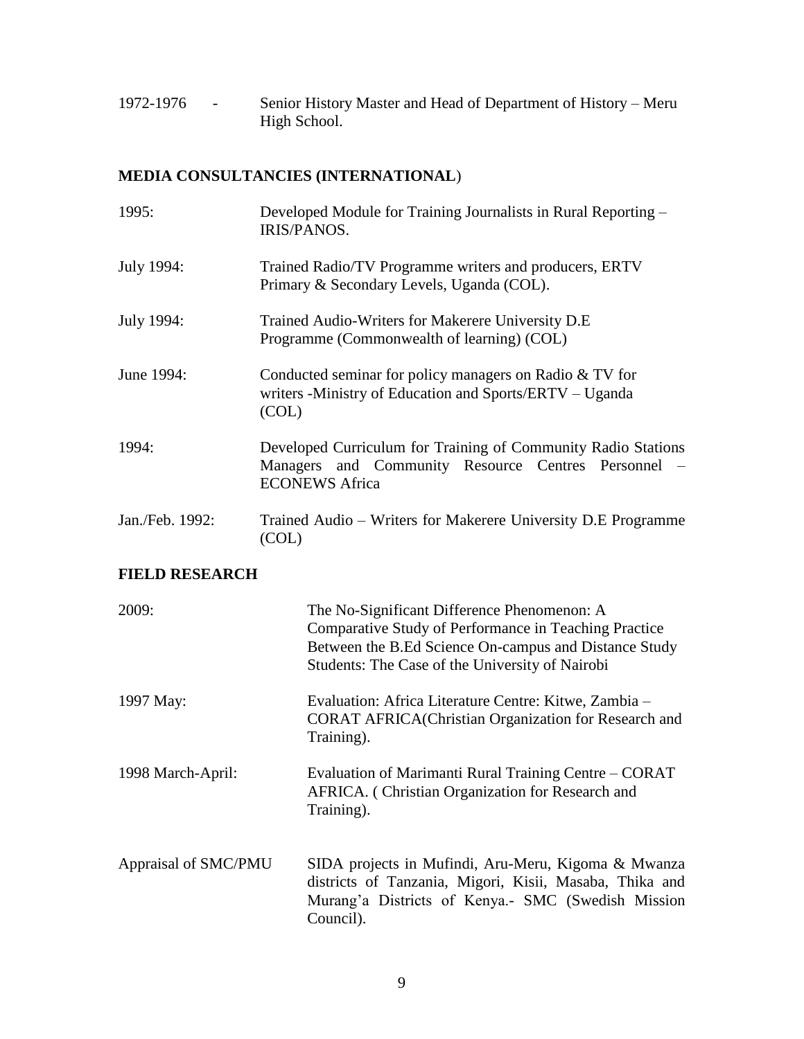1972-1976 - Senior History Master and Head of Department of History – Meru High School.

**MEDIA CONSULTANCIES (INTERNATIONAL**)

| | |
|---|---|
| 1995: | Developed Module for Training Journalists in Rural Reporting – IRIS/PANOS. |
| July 1994: | Trained Radio/TV Programme writers and producers, ERTV Primary & Secondary Levels, Uganda (COL). |
| July 1994: | Trained Audio-Writers for Makerere University D.E Programme (Commonwealth of learning) (COL) |
| June 1994: | Conducted seminar for policy managers on Radio & TV for writers -Ministry of Education and Sports/ERTV – Uganda (COL) |
| 1994: | Developed Curriculum for Training of Community Radio Stations Managers and Community Resource Centres Personnel – ECONEWS Africa |
| Jan./Feb. 1992: | Trained Audio – Writers for Makerere University D.E Programme (COL) |

**FIELD RESEARCH**

| | |
|---|---|
| 2009: | The No-Significant Difference Phenomenon: A Comparative Study of Performance in Teaching Practice Between the B.Ed Science On-campus and Distance Study Students: The Case of the University of Nairobi |
| 1997 May: | Evaluation: Africa Literature Centre: Kitwe, Zambia – CORAT AFRICA(Christian Organization for Research and Training). |
| 1998 March-April: | Evaluation of Marimanti Rural Training Centre – CORAT AFRICA. ( Christian Organization for Research and Training). |
| Appraisal of SMC/PMU | SIDA projects in Mufindi, Aru-Meru, Kigoma & Mwanza districts of Tanzania, Migori, Kisii, Masaba, Thika and Murang'a Districts of Kenya.- SMC (Swedish Mission Council). |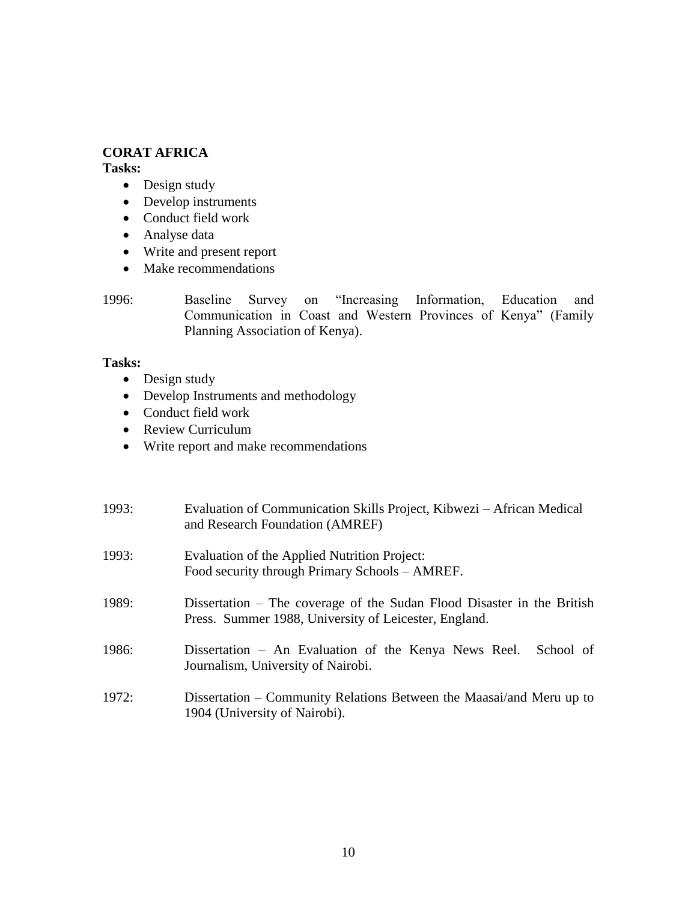**CORAT AFRICA**

**Tasks:**

- Design study
- Develop instruments
- Conduct field work
- Analyse data
- Write and present report
- Make recommendations

1996: Baseline Survey on "Increasing Information, Education and Communication in Coast and Western Provinces of Kenya" (Family Planning Association of Kenya).

**Tasks:**

- Design study
- Develop Instruments and methodology
- Conduct field work
- Review Curriculum
- Write report and make recommendations

1993: Evaluation of Communication Skills Project, Kibwezi – African Medical and Research Foundation (AMREF)

1993: Evaluation of the Applied Nutrition Project:
Food security through Primary Schools – AMREF.

1989: Dissertation – The coverage of the Sudan Flood Disaster in the British Press. Summer 1988, University of Leicester, England.

1986: Dissertation – An Evaluation of the Kenya News Reel. School of Journalism, University of Nairobi.

1972: Dissertation – Community Relations Between the Maasai/and Meru up to 1904 (University of Nairobi).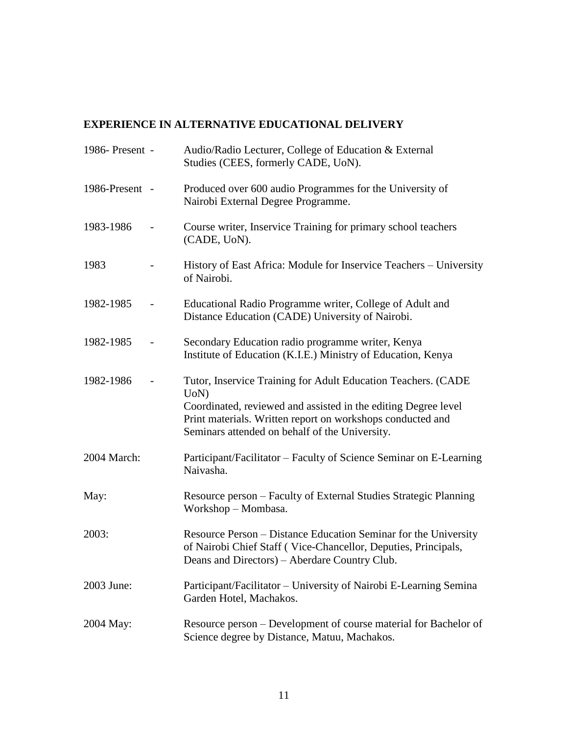**EXPERIENCE IN ALTERNATIVE EDUCATIONAL DELIVERY**

1986- Present - Audio/Radio Lecturer, College of Education & External Studies (CEES, formerly CADE, UoN).

1986-Present - Produced over 600 audio Programmes for the University of Nairobi External Degree Programme.

1983-1986 - Course writer, Inservice Training for primary school teachers (CADE, UoN).

1983 - History of East Africa: Module for Inservice Teachers – University of Nairobi.

1982-1985 - Educational Radio Programme writer, College of Adult and Distance Education (CADE) University of Nairobi.

1982-1985 - Secondary Education radio programme writer, Kenya Institute of Education (K.I.E.) Ministry of Education, Kenya

1982-1986 - Tutor, Inservice Training for Adult Education Teachers. (CADE UoN)
Coordinated, reviewed and assisted in the editing Degree level Print materials. Written report on workshops conducted and Seminars attended on behalf of the University.

2004 March: Participant/Facilitator – Faculty of Science Seminar on E-Learning Naivasha.

May: Resource person – Faculty of External Studies Strategic Planning Workshop – Mombasa.

2003: Resource Person – Distance Education Seminar for the University of Nairobi Chief Staff ( Vice-Chancellor, Deputies, Principals, Deans and Directors) – Aberdare Country Club.

2003 June: Participant/Facilitator – University of Nairobi E-Learning Semina Garden Hotel, Machakos.

2004 May: Resource person – Development of course material for Bachelor of Science degree by Distance, Matuu, Machakos.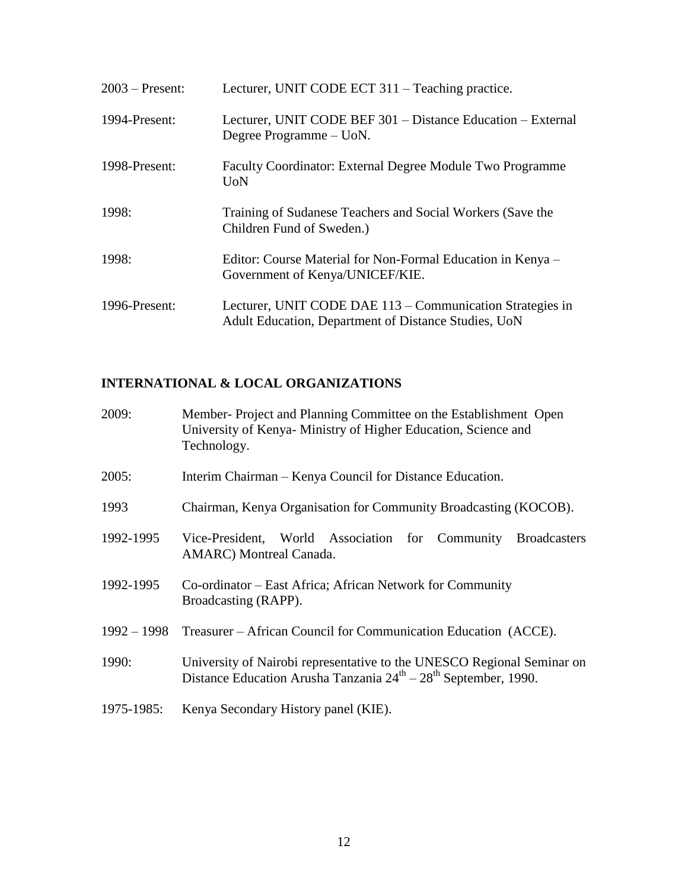2003 – Present: Lecturer, UNIT CODE ECT 311 – Teaching practice.

1994-Present: Lecturer, UNIT CODE BEF 301 – Distance Education – External Degree Programme – UoN.

1998-Present: Faculty Coordinator: External Degree Module Two Programme UoN

1998: Training of Sudanese Teachers and Social Workers (Save the Children Fund of Sweden.)

1998: Editor: Course Material for Non-Formal Education in Kenya – Government of Kenya/UNICEF/KIE.

1996-Present: Lecturer, UNIT CODE DAE 113 – Communication Strategies in Adult Education, Department of Distance Studies, UoN

## INTERNATIONAL & LOCAL ORGANIZATIONS

2009: Member- Project and Planning Committee on the Establishment Open University of Kenya- Ministry of Higher Education, Science and Technology.

2005: Interim Chairman – Kenya Council for Distance Education.

1993 Chairman, Kenya Organisation for Community Broadcasting (KOCOB).

1992-1995 Vice-President, World Association for Community Broadcasters AMARC) Montreal Canada.

1992-1995 Co-ordinator – East Africa; African Network for Community Broadcasting (RAPP).

1992 – 1998 Treasurer – African Council for Communication Education (ACCE).

1990: University of Nairobi representative to the UNESCO Regional Seminar on Distance Education Arusha Tanzania 24th – 28th September, 1990.

1975-1985: Kenya Secondary History panel (KIE).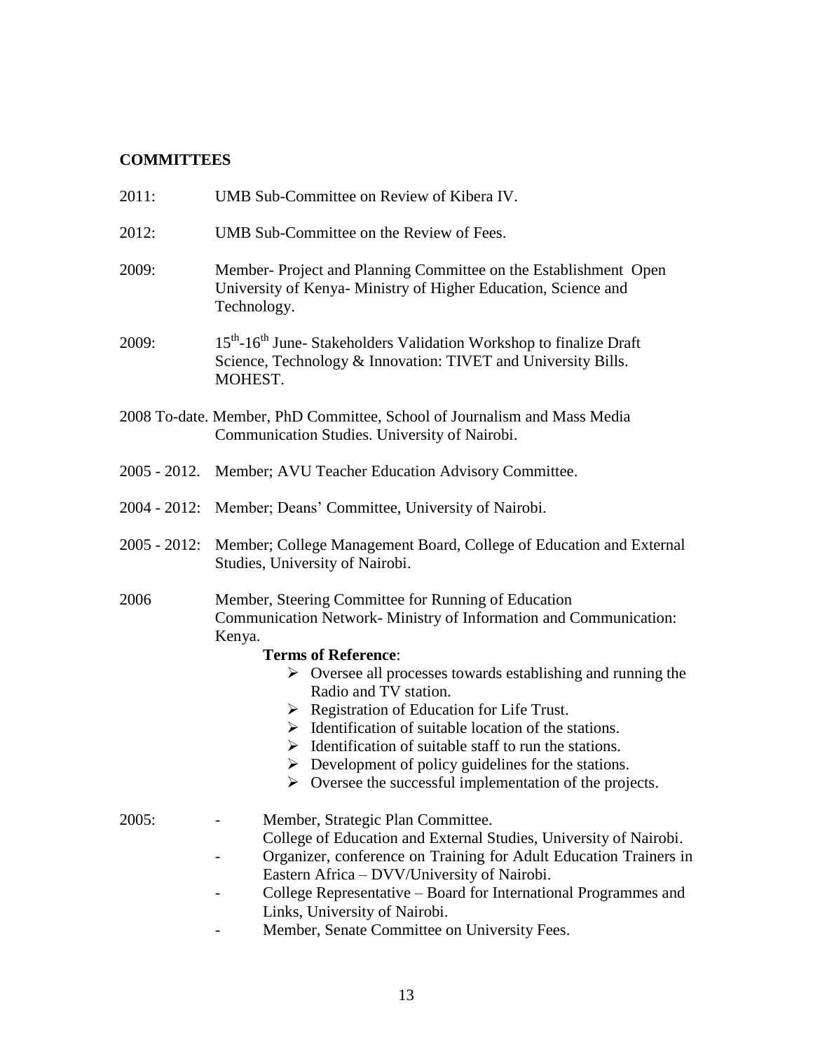**COMMITTEES**

2011: UMB Sub-Committee on Review of Kibera IV.

2012: UMB Sub-Committee on the Review of Fees.

2009: Member- Project and Planning Committee on the Establishment Open University of Kenya- Ministry of Higher Education, Science and Technology.

2009: 15th-16th June- Stakeholders Validation Workshop to finalize Draft Science, Technology & Innovation: TIVET and University Bills. MOHEST.

2008 To-date. Member, PhD Committee, School of Journalism and Mass Media Communication Studies. University of Nairobi.

2005 - 2012. Member; AVU Teacher Education Advisory Committee.

2004 - 2012: Member; Deans' Committee, University of Nairobi.

2005 - 2012: Member; College Management Board, College of Education and External Studies, University of Nairobi.

2006 Member, Steering Committee for Running of Education Communication Network- Ministry of Information and Communication: Kenya.

**Terms of Reference**:

- Oversee all processes towards establishing and running the Radio and TV station.
- Registration of Education for Life Trust.
- Identification of suitable location of the stations.
- Identification of suitable staff to run the stations.
- Development of policy guidelines for the stations.
- Oversee the successful implementation of the projects.

2005:

- Member, Strategic Plan Committee. College of Education and External Studies, University of Nairobi.
- Organizer, conference on Training for Adult Education Trainers in Eastern Africa – DVV/University of Nairobi.
- College Representative – Board for International Programmes and Links, University of Nairobi.
- Member, Senate Committee on University Fees.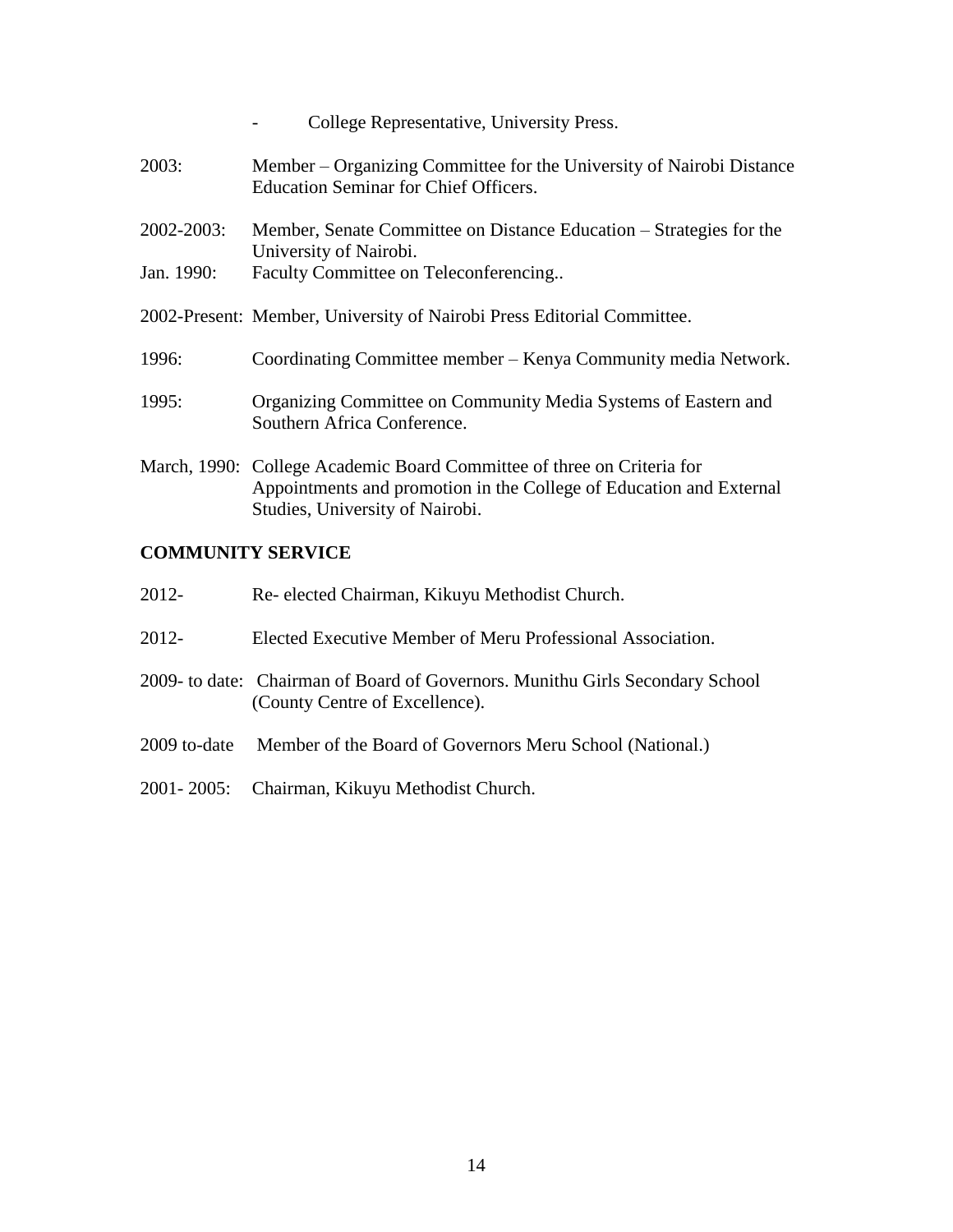- College Representative, University Press.

2003: Member – Organizing Committee for the University of Nairobi Distance Education Seminar for Chief Officers.

2002-2003: Member, Senate Committee on Distance Education – Strategies for the University of Nairobi.

Jan. 1990: Faculty Committee on Teleconferencing..

2002-Present: Member, University of Nairobi Press Editorial Committee.

1996: Coordinating Committee member – Kenya Community media Network.

1995: Organizing Committee on Community Media Systems of Eastern and Southern Africa Conference.

March, 1990: College Academic Board Committee of three on Criteria for Appointments and promotion in the College of Education and External Studies, University of Nairobi.

**COMMUNITY SERVICE**

2012- Re- elected Chairman, Kikuyu Methodist Church.

2012- Elected Executive Member of Meru Professional Association.

2009- to date: Chairman of Board of Governors. Munithu Girls Secondary School (County Centre of Excellence).

2009 to-date Member of the Board of Governors Meru School (National.)

2001- 2005: Chairman, Kikuyu Methodist Church.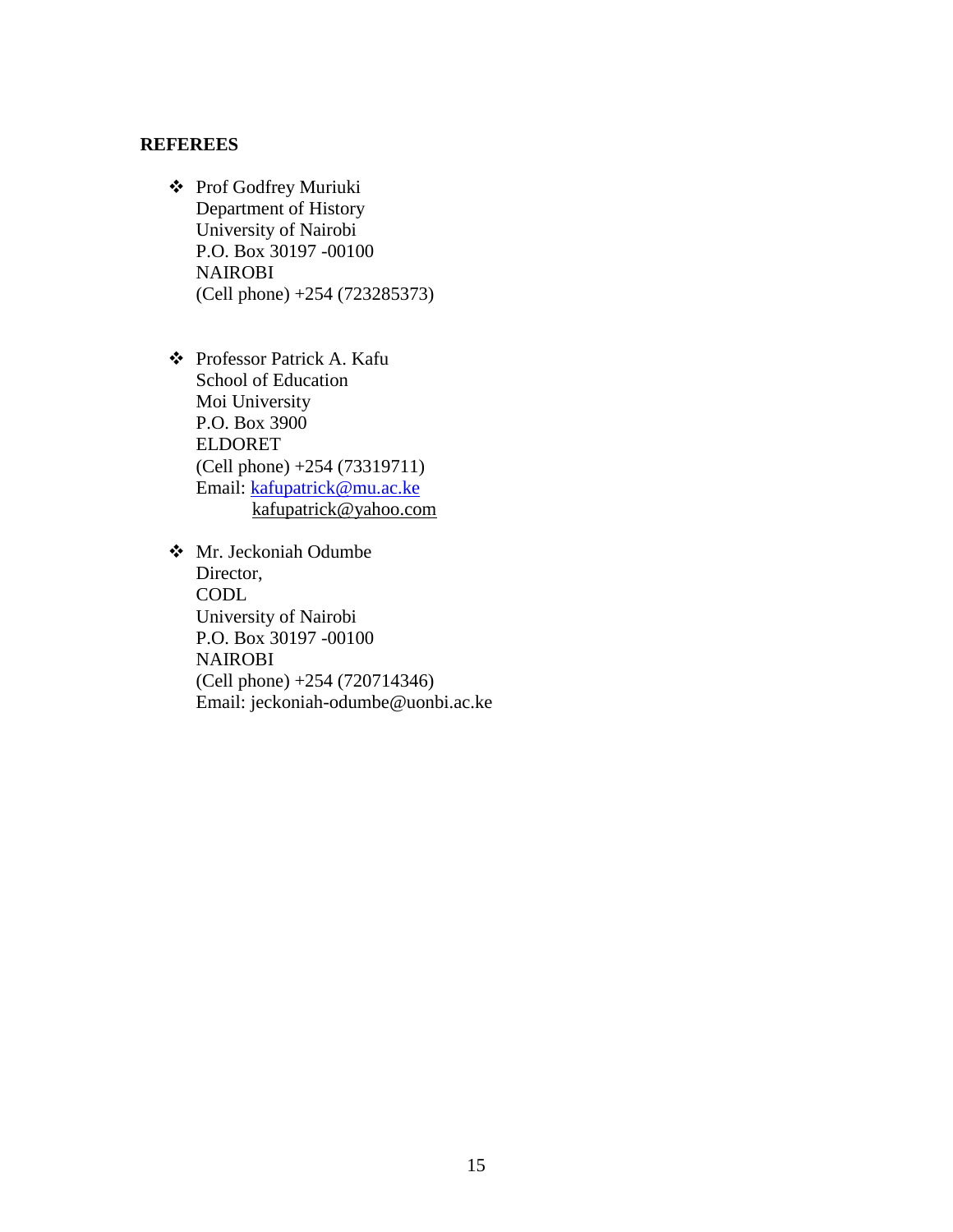**REFEREES**

- Prof Godfrey Muriuki  
  Department of History  
  University of Nairobi  
  P.O. Box 30197 -00100  
  NAIROBI  
  (Cell phone) +254 (723285373)

- Professor Patrick A. Kafu  
  School of Education  
  Moi University  
  P.O. Box 3900  
  ELDORET  
  (Cell phone) +254 (73319711)  
  Email: kafupatrick@mu.ac.ke  
  kafupatrick@yahoo.com

- Mr. Jeckoniah Odumbe  
  Director,  
  CODL  
  University of Nairobi  
  P.O. Box 30197 -00100  
  NAIROBI  
  (Cell phone) +254 (720714346)  
  Email: jeckoniah-odumbe@uonbi.ac.ke